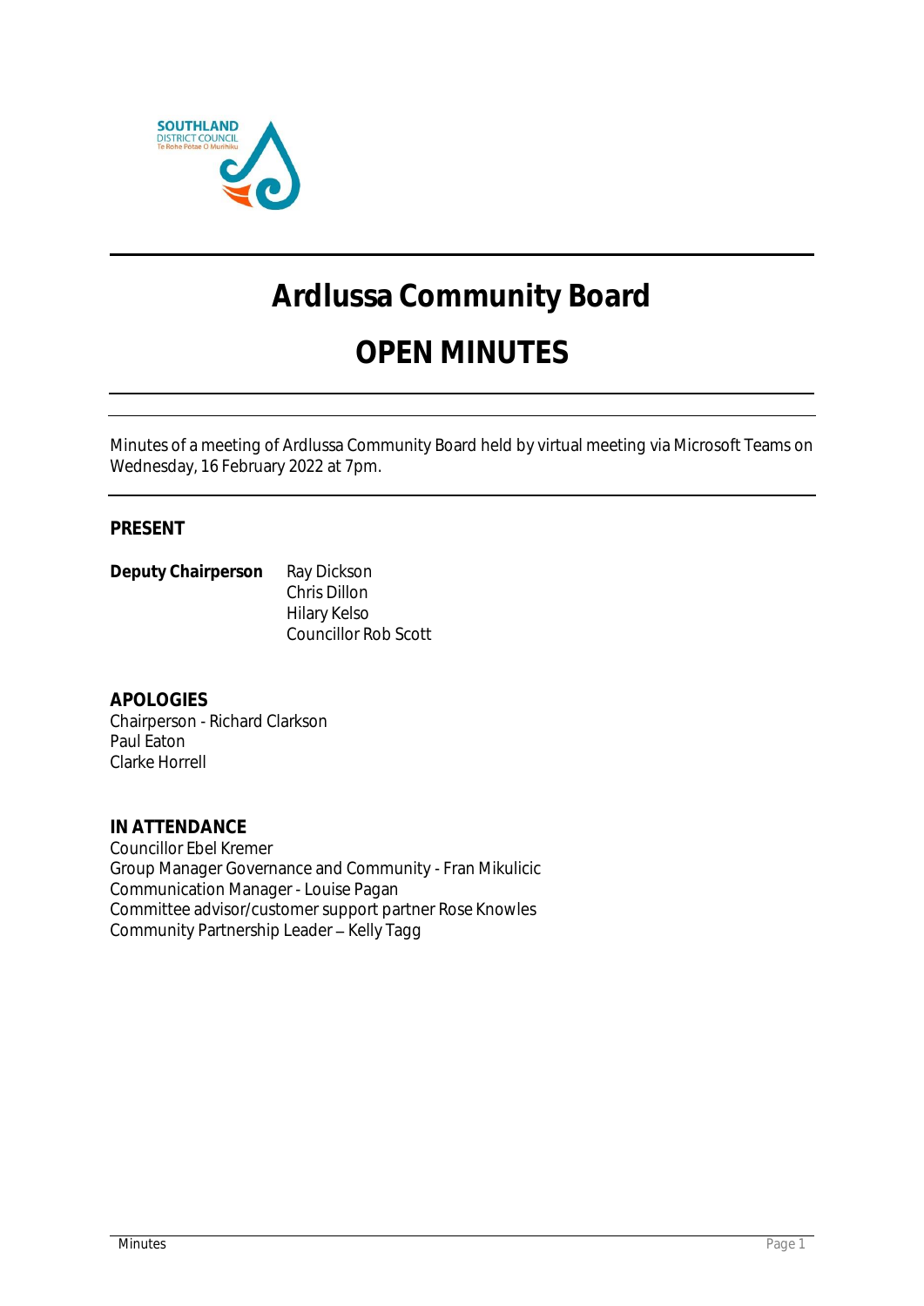# Ardlussa Community Board

# OPEN MINUTES

Minutes of a meeting of Ardlussa Community Board held by virtual meeting via Microsoft Teams on Wednesday, 16 February 2022 at 7pm.

## PRESENT

**Deputy Chairperson** Ray Dickson
Chris Dillon
Hilary Kelso
Councillor Rob Scott

## APOLOGIES

Chairperson - Richard Clarkson
Paul Eaton
Clarke Horrell

## IN ATTENDANCE

Councillor Ebel Kremer
Group Manager Governance and Community - Fran Mikulicic
Communication Manager - Louise Pagan
Committee advisor/customer support partner Rose Knowles
Community Partnership Leader – Kelly Tagg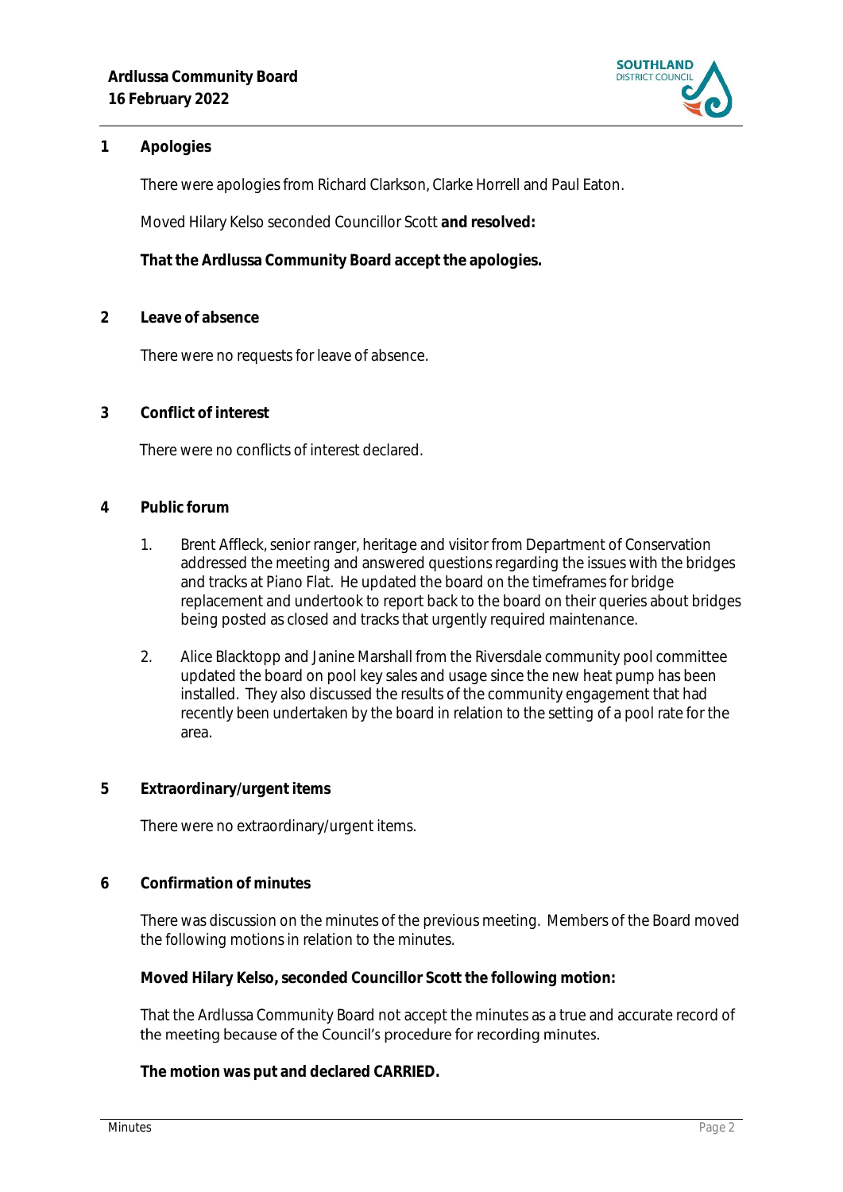## 1 Apologies

There were apologies from Richard Clarkson, Clarke Horrell and Paul Eaton.

Moved Hilary Kelso seconded Councillor Scott **and resolved:**

**That the Ardlussa Community Board accept the apologies.**

## 2 Leave of absence

There were no requests for leave of absence.

## 3 Conflict of interest

There were no conflicts of interest declared.

## 4 Public forum

1. Brent Affleck, senior ranger, heritage and visitor from Department of Conservation addressed the meeting and answered questions regarding the issues with the bridges and tracks at Piano Flat. He updated the board on the timeframes for bridge replacement and undertook to report back to the board on their queries about bridges being posted as closed and tracks that urgently required maintenance.

2. Alice Blacktopp and Janine Marshall from the Riversdale community pool committee updated the board on pool key sales and usage since the new heat pump has been installed. They also discussed the results of the community engagement that had recently been undertaken by the board in relation to the setting of a pool rate for the area.

## 5 Extraordinary/urgent items

There were no extraordinary/urgent items.

## 6 Confirmation of minutes

There was discussion on the minutes of the previous meeting. Members of the Board moved the following motions in relation to the minutes.

**Moved Hilary Kelso, seconded Councillor Scott the following motion:**

That the Ardlussa Community Board not accept the minutes as a true and accurate record of the meeting because of the Council's procedure for recording minutes.

**The motion was put and declared CARRIED.**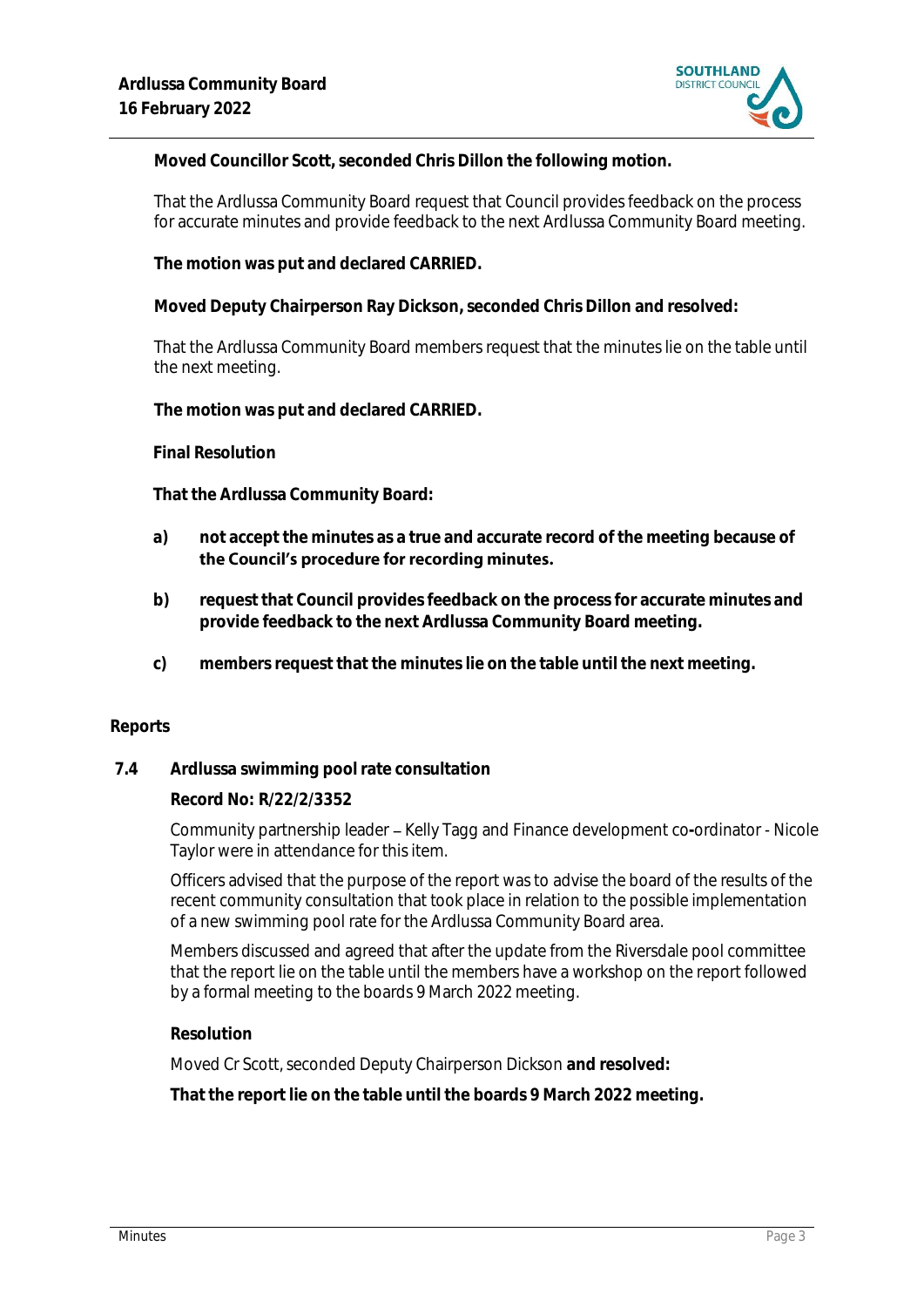**Moved Councillor Scott, seconded Chris Dillon the following motion.**

That the Ardlussa Community Board request that Council provides feedback on the process for accurate minutes and provide feedback to the next Ardlussa Community Board meeting.

**The motion was put and declared CARRIED.**

**Moved Deputy Chairperson Ray Dickson, seconded Chris Dillon and resolved:**

That the Ardlussa Community Board members request that the minutes lie on the table until the next meeting.

**The motion was put and declared CARRIED.**

**Final Resolution**

**That the Ardlussa Community Board:**

**a) not accept the minutes as a true and accurate record of the meeting because of the Council's procedure for recording minutes.**

**b) request that Council provides feedback on the process for accurate minutes and provide feedback to the next Ardlussa Community Board meeting.**

**c) members request that the minutes lie on the table until the next meeting.**

## Reports

### 7.4 Ardlussa swimming pool rate consultation

**Record No: R/22/2/3352**

Community partnership leader – Kelly Tagg and Finance development co-ordinator - Nicole Taylor were in attendance for this item.

Officers advised that the purpose of the report was to advise the board of the results of the recent community consultation that took place in relation to the possible implementation of a new swimming pool rate for the Ardlussa Community Board area.

Members discussed and agreed that after the update from the Riversdale pool committee that the report lie on the table until the members have a workshop on the report followed by a formal meeting to the boards 9 March 2022 meeting.

**Resolution**

Moved Cr Scott, seconded Deputy Chairperson Dickson **and resolved:**

**That the report lie on the table until the boards 9 March 2022 meeting.**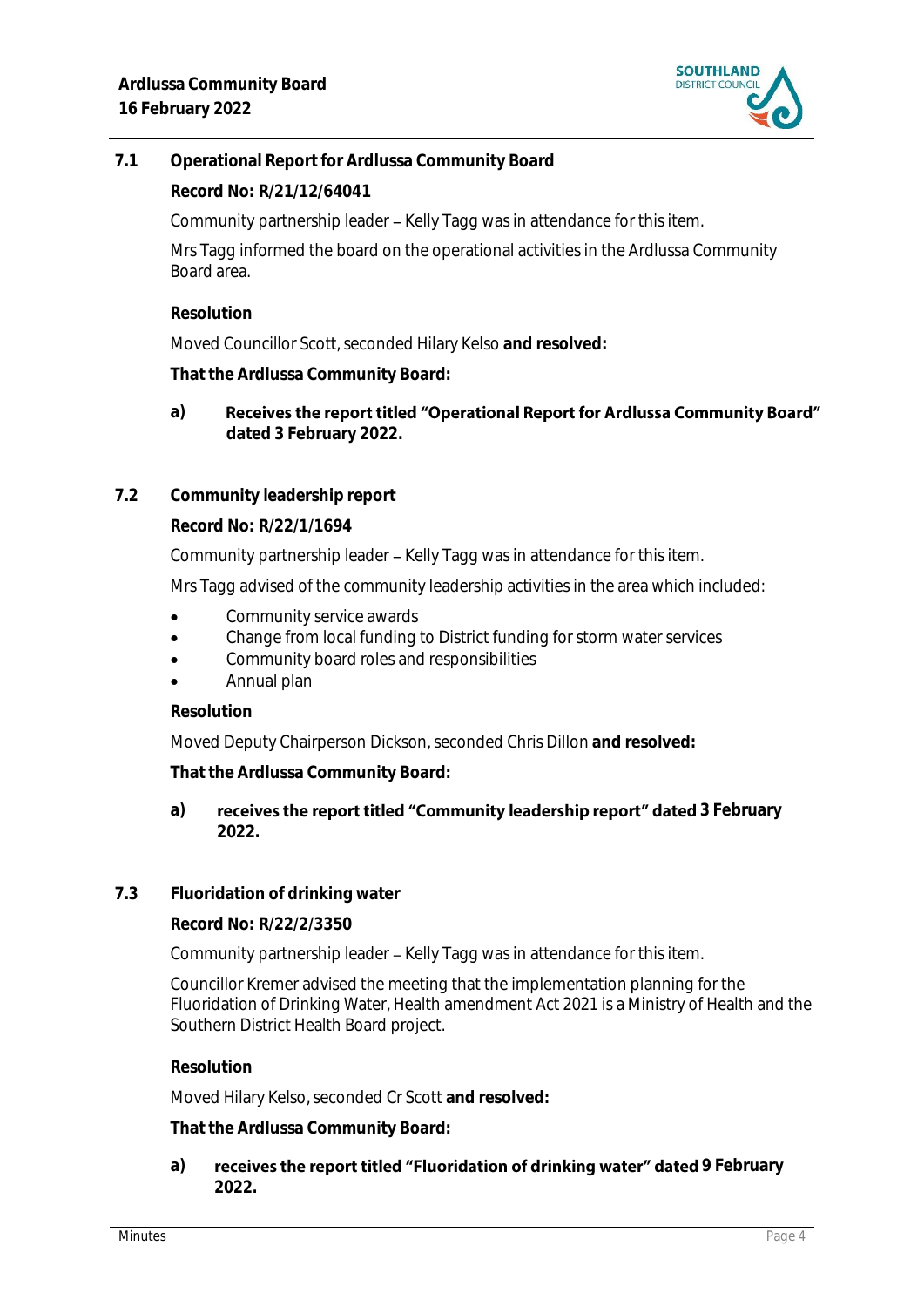## 7.1 Operational Report for Ardlussa Community Board

**Record No: R/21/12/64041**

Community partnership leader – Kelly Tagg was in attendance for this item.

Mrs Tagg informed the board on the operational activities in the Ardlussa Community Board area.

**Resolution**

Moved Councillor Scott, seconded Hilary Kelso **and resolved:**

**That the Ardlussa Community Board:**

**a) Receives the report titled "Operational Report for Ardlussa Community Board" dated 3 February 2022.**

## 7.2 Community leadership report

**Record No: R/22/1/1694**

Community partnership leader – Kelly Tagg was in attendance for this item.

Mrs Tagg advised of the community leadership activities in the area which included:

- Community service awards
- Change from local funding to District funding for storm water services
- Community board roles and responsibilities
- Annual plan

**Resolution**

Moved Deputy Chairperson Dickson, seconded Chris Dillon **and resolved:**

**That the Ardlussa Community Board:**

**a) receives the report titled "Community leadership report" dated 3 February 2022.**

## 7.3 Fluoridation of drinking water

**Record No: R/22/2/3350**

Community partnership leader – Kelly Tagg was in attendance for this item.

Councillor Kremer advised the meeting that the implementation planning for the Fluoridation of Drinking Water, Health amendment Act 2021 is a Ministry of Health and the Southern District Health Board project.

**Resolution**

Moved Hilary Kelso, seconded Cr Scott **and resolved:**

**That the Ardlussa Community Board:**

**a) receives the report titled "Fluoridation of drinking water" dated 9 February 2022.**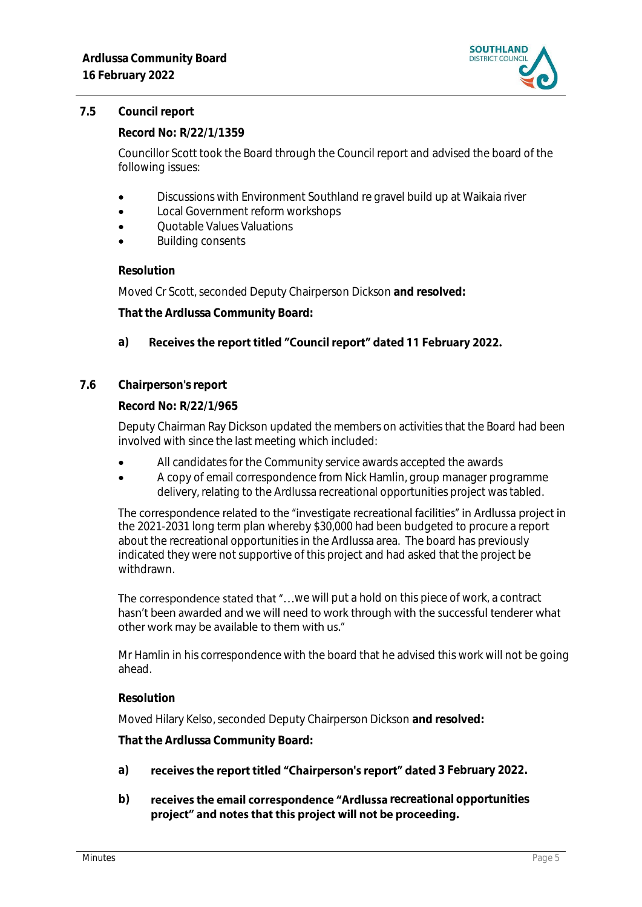### 7.5 Council report

**Record No: R/22/1/1359**

Councillor Scott took the Board through the Council report and advised the board of the following issues:

- Discussions with Environment Southland re gravel build up at Waikaia river
- Local Government reform workshops
- Quotable Values Valuations
- Building consents

**Resolution**

Moved Cr Scott, seconded Deputy Chairperson Dickson **and resolved:**

**That the Ardlussa Community Board:**

**a) Receives the report titled "Council report" dated 11 February 2022.**

### 7.6 Chairperson's report

**Record No: R/22/1/965**

Deputy Chairman Ray Dickson updated the members on activities that the Board had been involved with since the last meeting which included:

- All candidates for the Community service awards accepted the awards
- A copy of email correspondence from Nick Hamlin, group manager programme delivery, relating to the Ardlussa recreational opportunities project was tabled.

The correspondence related to the "investigate recreational facilities" in Ardlussa project in the 2021-2031 long term plan whereby $30,000 had been budgeted to procure a report about the recreational opportunities in the Ardlussa area. The board has previously indicated they were not supportive of this project and had asked that the project be withdrawn.

The correspondence stated that "…we will put a hold on this piece of work, a contract hasn't been awarded and we will need to work through with the successful tenderer what other work may be available to them with us."

Mr Hamlin in his correspondence with the board that he advised this work will not be going ahead.

**Resolution**

Moved Hilary Kelso, seconded Deputy Chairperson Dickson **and resolved:**

**That the Ardlussa Community Board:**

**a) receives the report titled "Chairperson's report" dated 3 February 2022.**

**b) receives the email correspondence "Ardlussa recreational opportunities project" and notes that this project will not be proceeding.**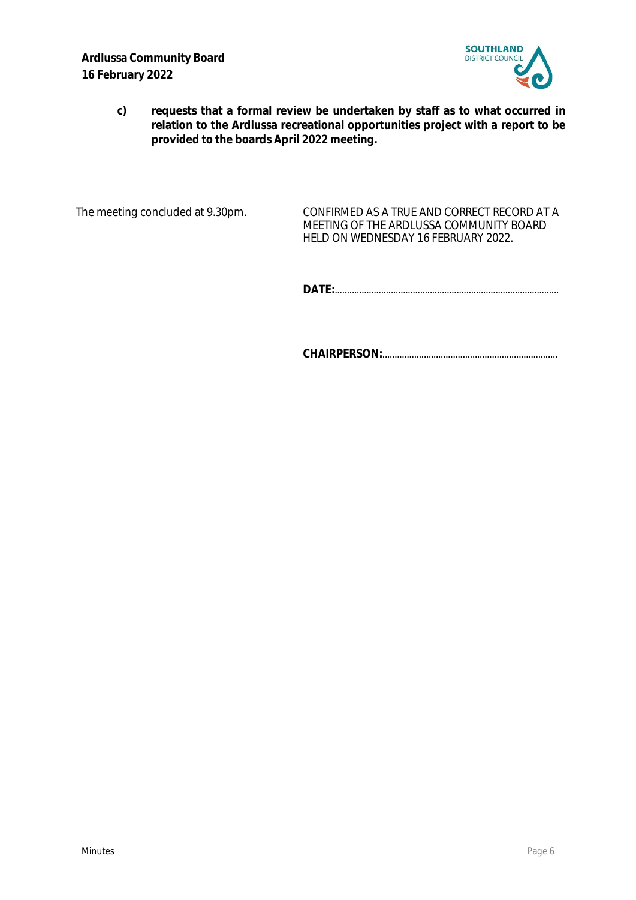**c) requests that a formal review be undertaken by staff as to what occurred in relation to the Ardlussa recreational opportunities project with a report to be provided to the boards April 2022 meeting.**

The meeting concluded at 9.30pm.

CONFIRMED AS A TRUE AND CORRECT RECORD AT A MEETING OF THE ARDLUSSA COMMUNITY BOARD HELD ON WEDNESDAY 16 FEBRUARY 2022.

**DATE:**...............................................................................................

**CHAIRPERSON:**.......................................................................